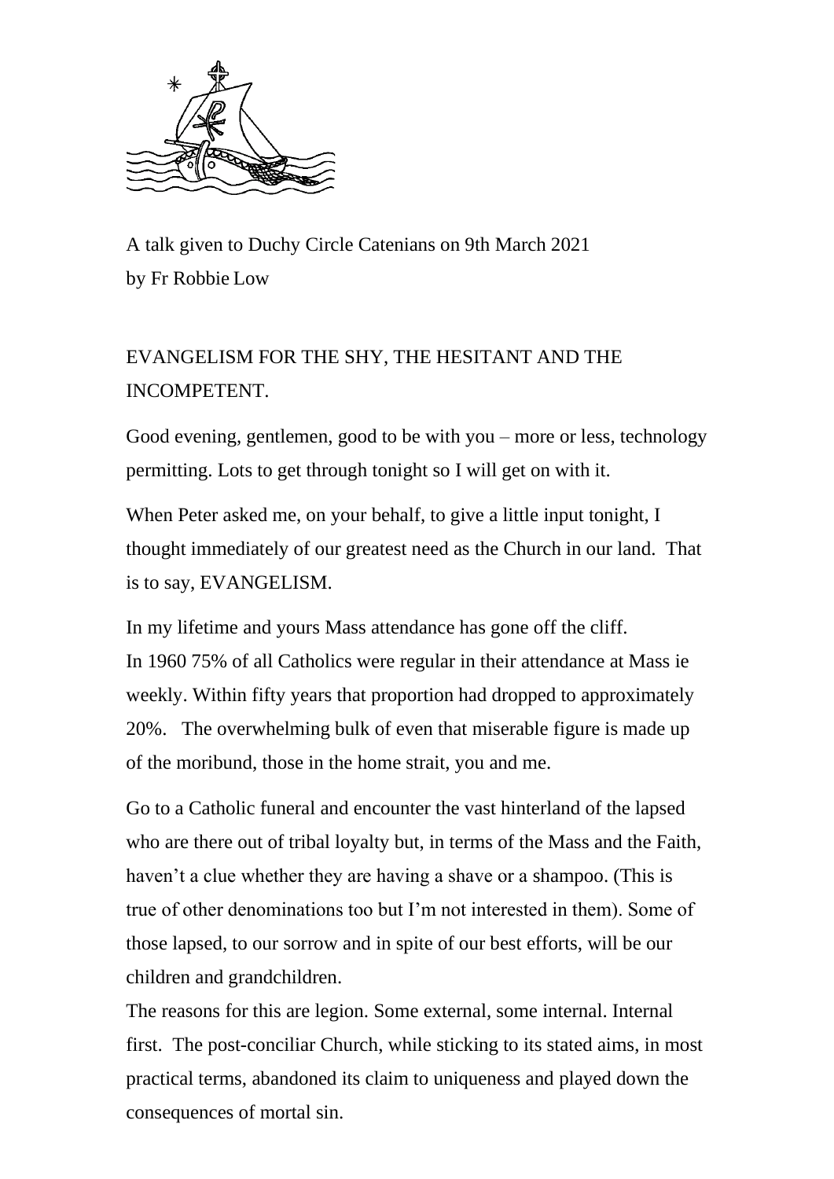A talk given to Duchy Circle Catenians on 9th March 2021
by Fr Robbie Low

# EVANGELISM FOR THE SHY, THE HESITANT AND THE INCOMPETENT.

Good evening, gentlemen, good to be with you – more or less, technology permitting. Lots to get through tonight so I will get on with it.

When Peter asked me, on your behalf, to give a little input tonight, I thought immediately of our greatest need as the Church in our land. That is to say, EVANGELISM.

In my lifetime and yours Mass attendance has gone off the cliff. In 1960 75% of all Catholics were regular in their attendance at Mass ie weekly. Within fifty years that proportion had dropped to approximately 20%. The overwhelming bulk of even that miserable figure is made up of the moribund, those in the home strait, you and me.

Go to a Catholic funeral and encounter the vast hinterland of the lapsed who are there out of tribal loyalty but, in terms of the Mass and the Faith, haven't a clue whether they are having a shave or a shampoo. (This is true of other denominations too but I'm not interested in them). Some of those lapsed, to our sorrow and in spite of our best efforts, will be our children and grandchildren.

The reasons for this are legion. Some external, some internal. Internal first. The post-conciliar Church, while sticking to its stated aims, in most practical terms, abandoned its claim to uniqueness and played down the consequences of mortal sin.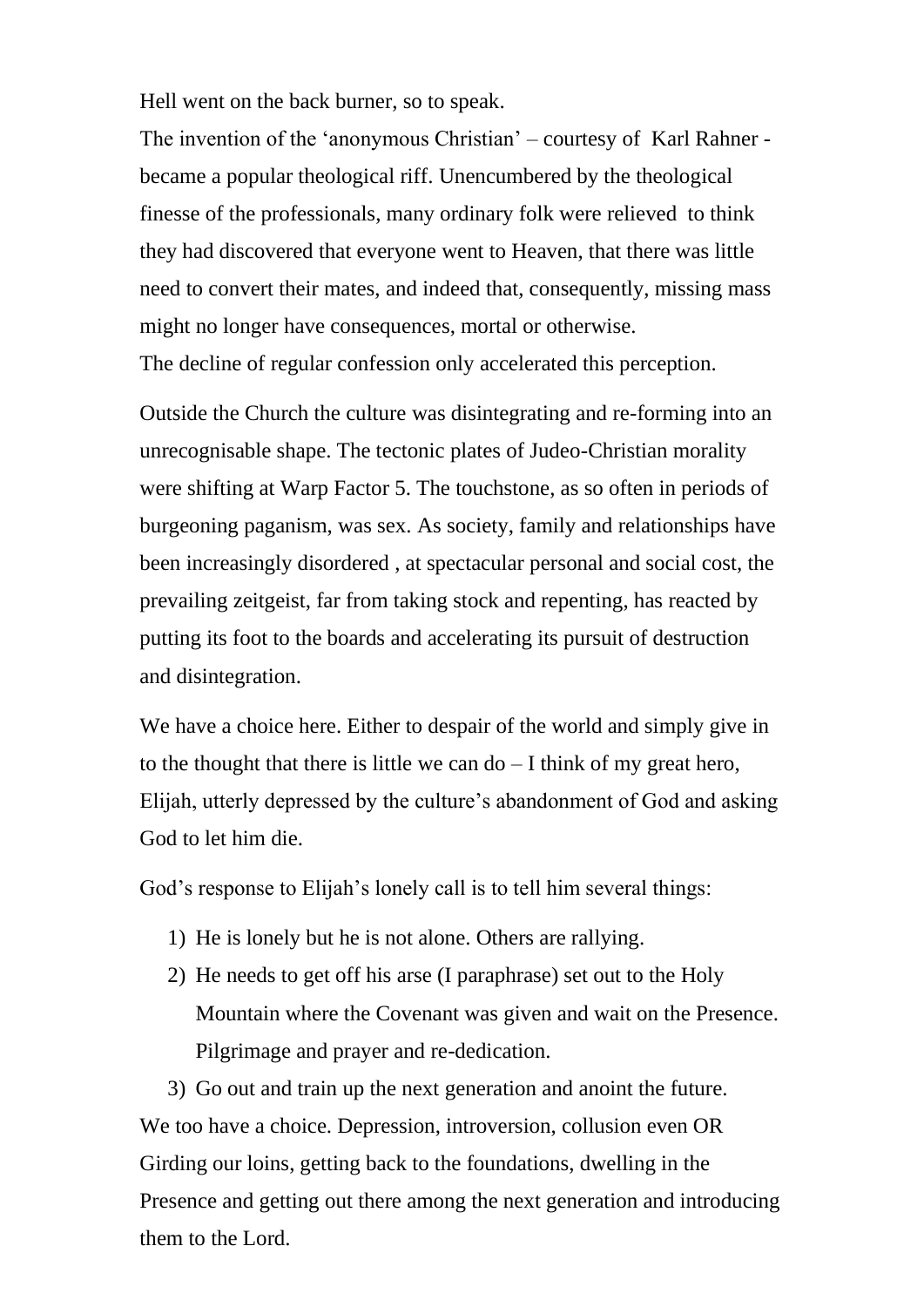Hell went on the back burner, so to speak.

The invention of the ‘anonymous Christian’ – courtesy of Karl Rahner - became a popular theological riff. Unencumbered by the theological finesse of the professionals, many ordinary folk were relieved to think they had discovered that everyone went to Heaven, that there was little need to convert their mates, and indeed that, consequently, missing mass might no longer have consequences, mortal or otherwise.

The decline of regular confession only accelerated this perception.

Outside the Church the culture was disintegrating and re-forming into an unrecognisable shape. The tectonic plates of Judeo-Christian morality were shifting at Warp Factor 5. The touchstone, as so often in periods of burgeoning paganism, was sex. As society, family and relationships have been increasingly disordered , at spectacular personal and social cost, the prevailing zeitgeist, far from taking stock and repenting, has reacted by putting its foot to the boards and accelerating its pursuit of destruction and disintegration.

We have a choice here. Either to despair of the world and simply give in to the thought that there is little we can do – I think of my great hero, Elijah, utterly depressed by the culture’s abandonment of God and asking God to let him die.

God’s response to Elijah’s lonely call is to tell him several things:

1) He is lonely but he is not alone. Others are rallying.
2) He needs to get off his arse (I paraphrase) set out to the Holy Mountain where the Covenant was given and wait on the Presence. Pilgrimage and prayer and re-dedication.
3) Go out and train up the next generation and anoint the future.

We too have a choice. Depression, introversion, collusion even OR Girding our loins, getting back to the foundations, dwelling in the Presence and getting out there among the next generation and introducing them to the Lord.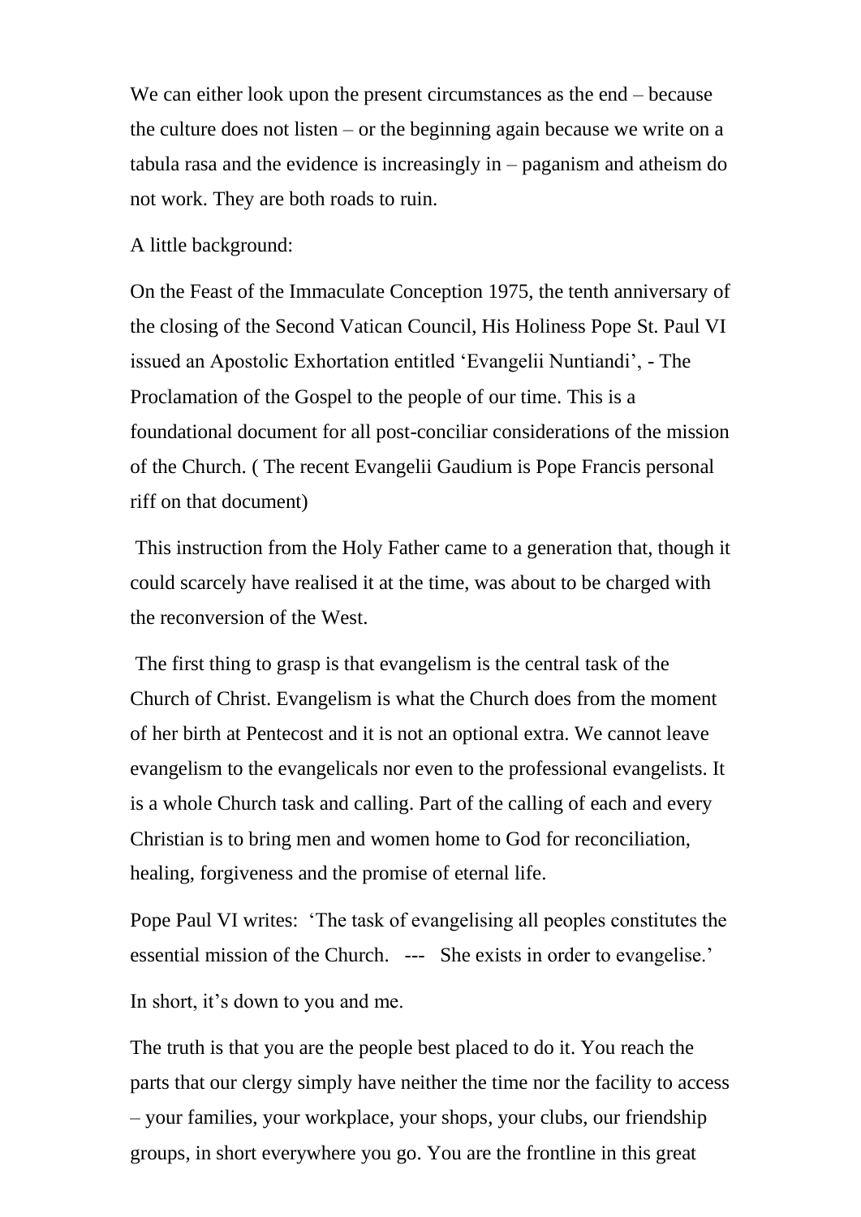We can either look upon the present circumstances as the end – because the culture does not listen – or the beginning again because we write on a tabula rasa and the evidence is increasingly in – paganism and atheism do not work. They are both roads to ruin.

A little background:

On the Feast of the Immaculate Conception 1975, the tenth anniversary of the closing of the Second Vatican Council, His Holiness Pope St. Paul VI issued an Apostolic Exhortation entitled 'Evangelii Nuntiandi', - The Proclamation of the Gospel to the people of our time. This is a foundational document for all post-conciliar considerations of the mission of the Church. ( The recent Evangelii Gaudium is Pope Francis personal riff on that document)

This instruction from the Holy Father came to a generation that, though it could scarcely have realised it at the time, was about to be charged with the reconversion of the West.

The first thing to grasp is that evangelism is the central task of the Church of Christ. Evangelism is what the Church does from the moment of her birth at Pentecost and it is not an optional extra. We cannot leave evangelism to the evangelicals nor even to the professional evangelists. It is a whole Church task and calling. Part of the calling of each and every Christian is to bring men and women home to God for reconciliation, healing, forgiveness and the promise of eternal life.

Pope Paul VI writes: 'The task of evangelising all peoples constitutes the essential mission of the Church. --- She exists in order to evangelise.'

In short, it's down to you and me.

The truth is that you are the people best placed to do it. You reach the parts that our clergy simply have neither the time nor the facility to access – your families, your workplace, your shops, your clubs, our friendship groups, in short everywhere you go. You are the frontline in this great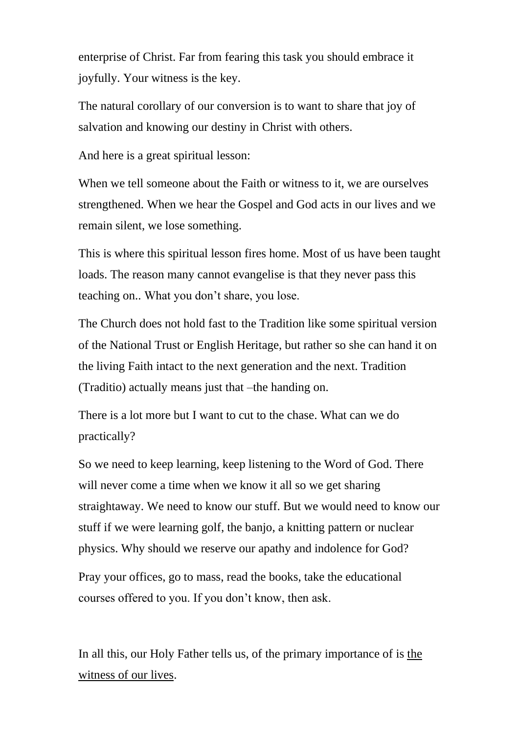enterprise of Christ. Far from fearing this task you should embrace it joyfully. Your witness is the key.

The natural corollary of our conversion is to want to share that joy of salvation and knowing our destiny in Christ with others.

And here is a great spiritual lesson:

When we tell someone about the Faith or witness to it, we are ourselves strengthened. When we hear the Gospel and God acts in our lives and we remain silent, we lose something.

This is where this spiritual lesson fires home. Most of us have been taught loads. The reason many cannot evangelise is that they never pass this teaching on.. What you don't share, you lose.

The Church does not hold fast to the Tradition like some spiritual version of the National Trust or English Heritage, but rather so she can hand it on the living Faith intact to the next generation and the next. Tradition (Traditio) actually means just that –the handing on.

There is a lot more but I want to cut to the chase. What can we do practically?

So we need to keep learning, keep listening to the Word of God. There will never come a time when we know it all so we get sharing straightaway. We need to know our stuff. But we would need to know our stuff if we were learning golf, the banjo, a knitting pattern or nuclear physics. Why should we reserve our apathy and indolence for God?

Pray your offices, go to mass, read the books, take the educational courses offered to you. If you don't know, then ask.

In all this, our Holy Father tells us, of the primary importance of is <u>the witness of our lives</u>.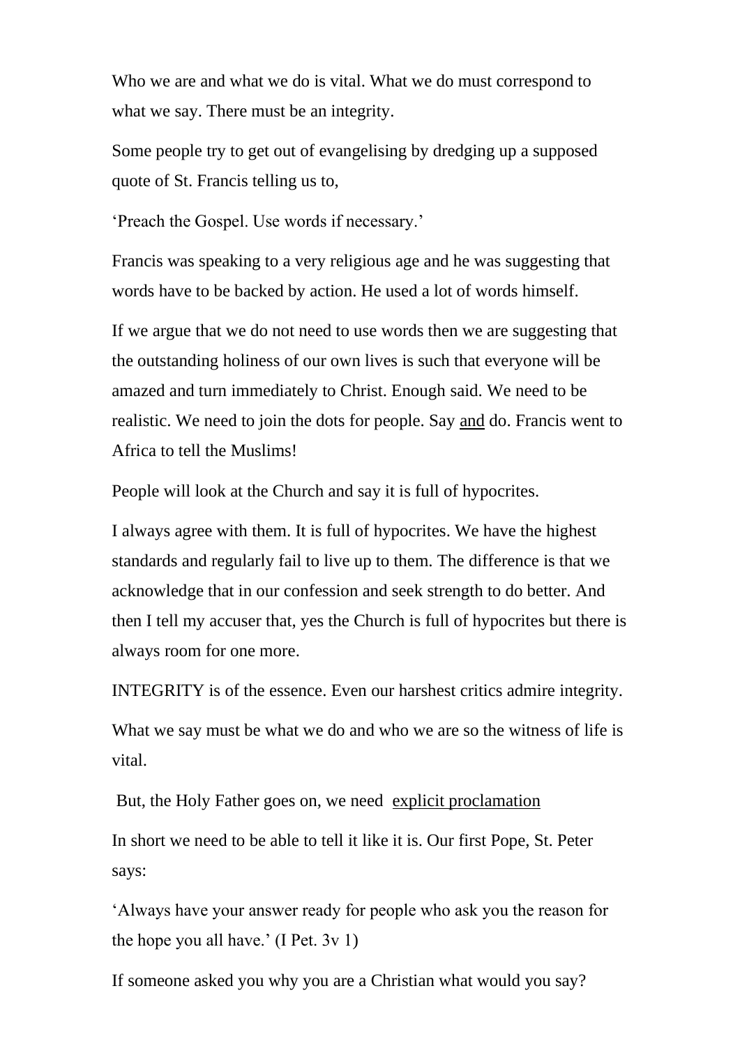Who we are and what we do is vital. What we do must correspond to what we say. There must be an integrity.

Some people try to get out of evangelising by dredging up a supposed quote of St. Francis telling us to,

'Preach the Gospel. Use words if necessary.'

Francis was speaking to a very religious age and he was suggesting that words have to be backed by action. He used a lot of words himself.

If we argue that we do not need to use words then we are suggesting that the outstanding holiness of our own lives is such that everyone will be amazed and turn immediately to Christ. Enough said. We need to be realistic. We need to join the dots for people. Say <u>and</u> do. Francis went to Africa to tell the Muslims!

People will look at the Church and say it is full of hypocrites.

I always agree with them. It is full of hypocrites. We have the highest standards and regularly fail to live up to them. The difference is that we acknowledge that in our confession and seek strength to do better. And then I tell my accuser that, yes the Church is full of hypocrites but there is always room for one more.

INTEGRITY is of the essence. Even our harshest critics admire integrity.

What we say must be what we do and who we are so the witness of life is vital.

But, the Holy Father goes on, we need <u>explicit proclamation</u>

In short we need to be able to tell it like it is. Our first Pope, St. Peter says:

'Always have your answer ready for people who ask you the reason for the hope you all have.' (I Pet. 3v 1)

If someone asked you why you are a Christian what would you say?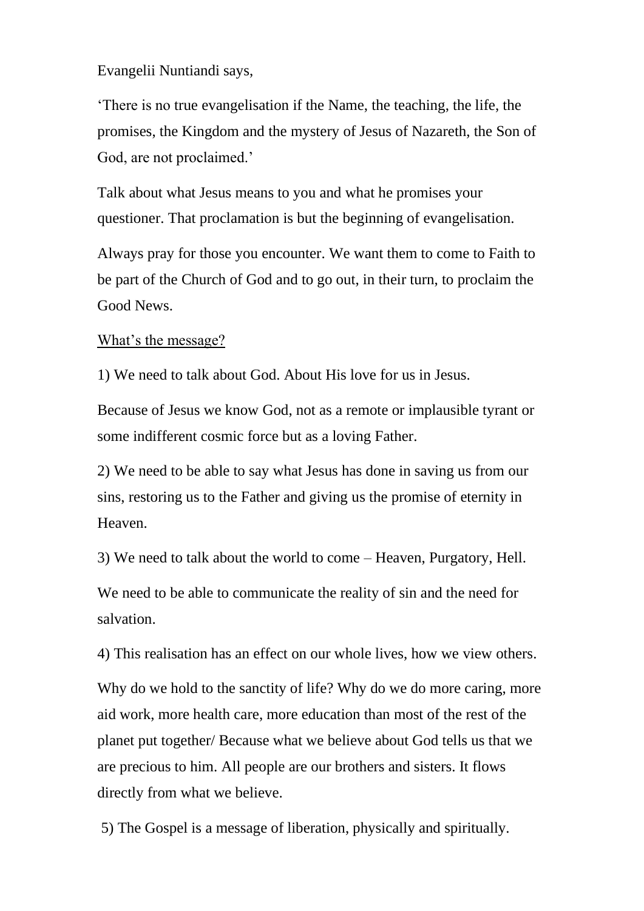Evangelii Nuntiandi says,

'There is no true evangelisation if the Name, the teaching, the life, the promises, the Kingdom and the mystery of Jesus of Nazareth, the Son of God, are not proclaimed.'

Talk about what Jesus means to you and what he promises your questioner. That proclamation is but the beginning of evangelisation.

Always pray for those you encounter. We want them to come to Faith to be part of the Church of God and to go out, in their turn, to proclaim the Good News.

<u>What's the message?</u>

1) We need to talk about God. About His love for us in Jesus.

Because of Jesus we know God, not as a remote or implausible tyrant or some indifferent cosmic force but as a loving Father.

2) We need to be able to say what Jesus has done in saving us from our sins, restoring us to the Father and giving us the promise of eternity in Heaven.

3) We need to talk about the world to come – Heaven, Purgatory, Hell.

We need to be able to communicate the reality of sin and the need for salvation.

4) This realisation has an effect on our whole lives, how we view others.

Why do we hold to the sanctity of life? Why do we do more caring, more aid work, more health care, more education than most of the rest of the planet put together/ Because what we believe about God tells us that we are precious to him. All people are our brothers and sisters. It flows directly from what we believe.

5) The Gospel is a message of liberation, physically and spiritually.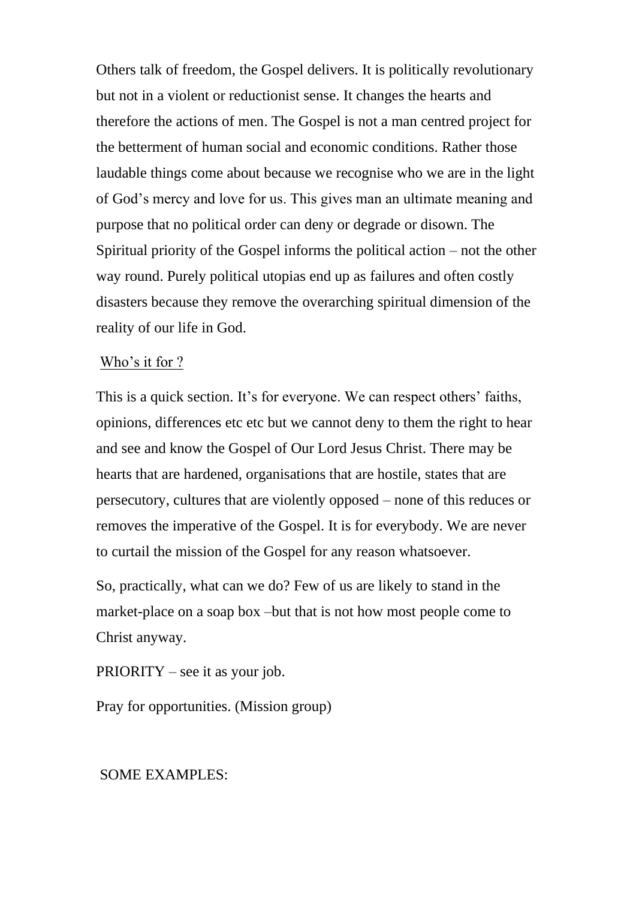Others talk of freedom, the Gospel delivers. It is politically revolutionary but not in a violent or reductionist sense. It changes the hearts and therefore the actions of men. The Gospel is not a man centred project for the betterment of human social and economic conditions. Rather those laudable things come about because we recognise who we are in the light of God's mercy and love for us. This gives man an ultimate meaning and purpose that no political order can deny or degrade or disown. The Spiritual priority of the Gospel informs the political action – not the other way round. Purely political utopias end up as failures and often costly disasters because they remove the overarching spiritual dimension of the reality of our life in God.

<u>Who's it for ?</u>

This is a quick section. It's for everyone. We can respect others' faiths, opinions, differences etc etc but we cannot deny to them the right to hear and see and know the Gospel of Our Lord Jesus Christ. There may be hearts that are hardened, organisations that are hostile, states that are persecutory, cultures that are violently opposed – none of this reduces or removes the imperative of the Gospel. It is for everybody. We are never to curtail the mission of the Gospel for any reason whatsoever.

So, practically, what can we do? Few of us are likely to stand in the market-place on a soap box –but that is not how most people come to Christ anyway.

PRIORITY – see it as your job.

Pray for opportunities. (Mission group)

SOME EXAMPLES: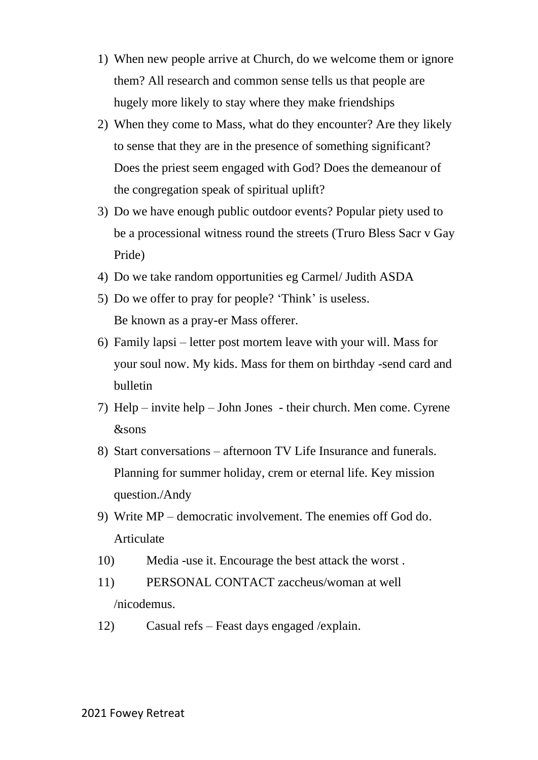1) When new people arrive at Church, do we welcome them or ignore them? All research and common sense tells us that people are hugely more likely to stay where they make friendships
2) When they come to Mass, what do they encounter? Are they likely to sense that they are in the presence of something significant? Does the priest seem engaged with God? Does the demeanour of the congregation speak of spiritual uplift?
3) Do we have enough public outdoor events? Popular piety used to be a processional witness round the streets (Truro Bless Sacr v Gay Pride)
4) Do we take random opportunities eg Carmel/ Judith ASDA
5) Do we offer to pray for people? 'Think' is useless.
   Be known as a pray-er Mass offerer.
6) Family lapsi – letter post mortem leave with your will. Mass for your soul now. My kids. Mass for them on birthday -send card and bulletin
7) Help – invite help – John Jones - their church. Men come. Cyrene &sons
8) Start conversations – afternoon TV Life Insurance and funerals. Planning for summer holiday, crem or eternal life. Key mission question./Andy
9) Write MP – democratic involvement. The enemies off God do. Articulate
10) Media -use it. Encourage the best attack the worst .
11) PERSONAL CONTACT zaccheus/woman at well /nicodemus.
12) Casual refs – Feast days engaged /explain.

2021 Fowey Retreat